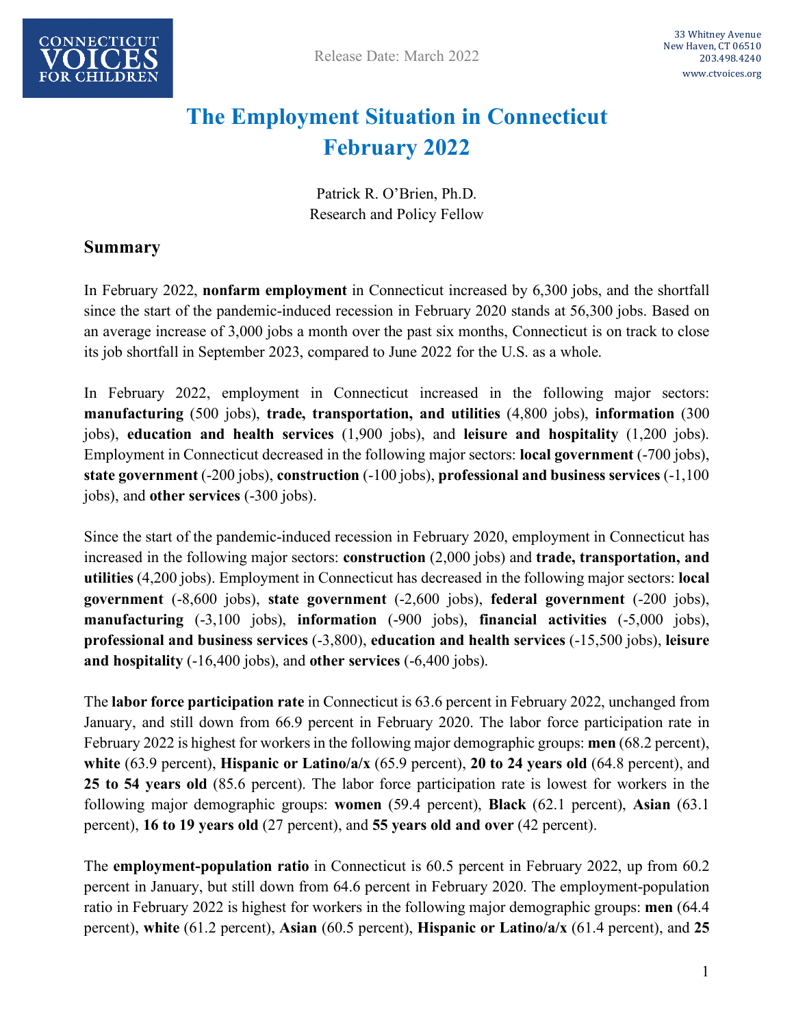CONNECTICUT VOICES FOR CHILDREN

Release Date: March 2022

33 Whitney Avenue
New Haven, CT 06510
203.498.4240
www.ctvoices.org

# The Employment Situation in Connecticut February 2022

Patrick R. O'Brien, Ph.D.
Research and Policy Fellow

## Summary

In February 2022, **nonfarm employment** in Connecticut increased by 6,300 jobs, and the shortfall since the start of the pandemic-induced recession in February 2020 stands at 56,300 jobs. Based on an average increase of 3,000 jobs a month over the past six months, Connecticut is on track to close its job shortfall in September 2023, compared to June 2022 for the U.S. as a whole.

In February 2022, employment in Connecticut increased in the following major sectors: **manufacturing** (500 jobs), **trade, transportation, and utilities** (4,800 jobs), **information** (300 jobs), **education and health services** (1,900 jobs), and **leisure and hospitality** (1,200 jobs). Employment in Connecticut decreased in the following major sectors: **local government** (-700 jobs), **state government** (-200 jobs), **construction** (-100 jobs), **professional and business services** (-1,100 jobs), and **other services** (-300 jobs).

Since the start of the pandemic-induced recession in February 2020, employment in Connecticut has increased in the following major sectors: **construction** (2,000 jobs) and **trade, transportation, and utilities** (4,200 jobs). Employment in Connecticut has decreased in the following major sectors: **local government** (-8,600 jobs), **state government** (-2,600 jobs), **federal government** (-200 jobs), **manufacturing** (-3,100 jobs), **information** (-900 jobs), **financial activities** (-5,000 jobs), **professional and business services** (-3,800), **education and health services** (-15,500 jobs), **leisure and hospitality** (-16,400 jobs), and **other services** (-6,400 jobs).

The **labor force participation rate** in Connecticut is 63.6 percent in February 2022, unchanged from January, and still down from 66.9 percent in February 2020. The labor force participation rate in February 2022 is highest for workers in the following major demographic groups: **men** (68.2 percent), **white** (63.9 percent), **Hispanic or Latino/a/x** (65.9 percent), **20 to 24 years old** (64.8 percent), and **25 to 54 years old** (85.6 percent). The labor force participation rate is lowest for workers in the following major demographic groups: **women** (59.4 percent), **Black** (62.1 percent), **Asian** (63.1 percent), **16 to 19 years old** (27 percent), and **55 years old and over** (42 percent).

The **employment-population ratio** in Connecticut is 60.5 percent in February 2022, up from 60.2 percent in January, but still down from 64.6 percent in February 2020. The employment-population ratio in February 2022 is highest for workers in the following major demographic groups: **men** (64.4 percent), **white** (61.2 percent), **Asian** (60.5 percent), **Hispanic or Latino/a/x** (61.4 percent), and **25**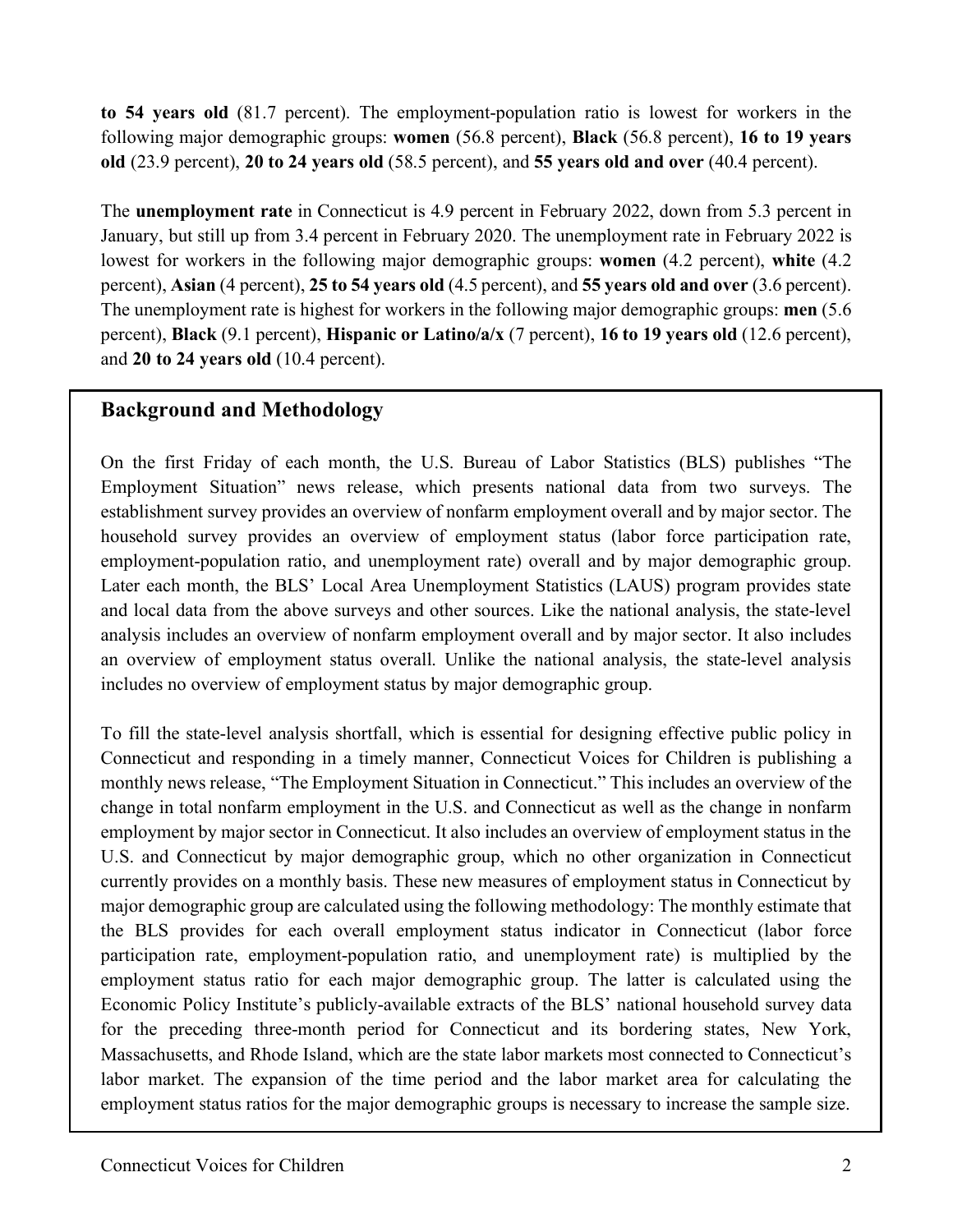**to 54 years old** (81.7 percent). The employment-population ratio is lowest for workers in the following major demographic groups: **women** (56.8 percent), **Black** (56.8 percent), **16 to 19 years old** (23.9 percent), **20 to 24 years old** (58.5 percent), and **55 years old and over** (40.4 percent).

The **unemployment rate** in Connecticut is 4.9 percent in February 2022, down from 5.3 percent in January, but still up from 3.4 percent in February 2020. The unemployment rate in February 2022 is lowest for workers in the following major demographic groups: **women** (4.2 percent), **white** (4.2 percent), **Asian** (4 percent), **25 to 54 years old** (4.5 percent), and **55 years old and over** (3.6 percent). The unemployment rate is highest for workers in the following major demographic groups: **men** (5.6 percent), **Black** (9.1 percent), **Hispanic or Latino/a/x** (7 percent), **16 to 19 years old** (12.6 percent), and **20 to 24 years old** (10.4 percent).

## Background and Methodology

On the first Friday of each month, the U.S. Bureau of Labor Statistics (BLS) publishes "The Employment Situation" news release, which presents national data from two surveys. The establishment survey provides an overview of nonfarm employment overall and by major sector. The household survey provides an overview of employment status (labor force participation rate, employment-population ratio, and unemployment rate) overall and by major demographic group. Later each month, the BLS' Local Area Unemployment Statistics (LAUS) program provides state and local data from the above surveys and other sources. Like the national analysis, the state-level analysis includes an overview of nonfarm employment overall and by major sector. It also includes an overview of employment status overall. Unlike the national analysis, the state-level analysis includes no overview of employment status by major demographic group.

To fill the state-level analysis shortfall, which is essential for designing effective public policy in Connecticut and responding in a timely manner, Connecticut Voices for Children is publishing a monthly news release, "The Employment Situation in Connecticut." This includes an overview of the change in total nonfarm employment in the U.S. and Connecticut as well as the change in nonfarm employment by major sector in Connecticut. It also includes an overview of employment status in the U.S. and Connecticut by major demographic group, which no other organization in Connecticut currently provides on a monthly basis. These new measures of employment status in Connecticut by major demographic group are calculated using the following methodology: The monthly estimate that the BLS provides for each overall employment status indicator in Connecticut (labor force participation rate, employment-population ratio, and unemployment rate) is multiplied by the employment status ratio for each major demographic group. The latter is calculated using the Economic Policy Institute's publicly-available extracts of the BLS' national household survey data for the preceding three-month period for Connecticut and its bordering states, New York, Massachusetts, and Rhode Island, which are the state labor markets most connected to Connecticut's labor market. The expansion of the time period and the labor market area for calculating the employment status ratios for the major demographic groups is necessary to increase the sample size.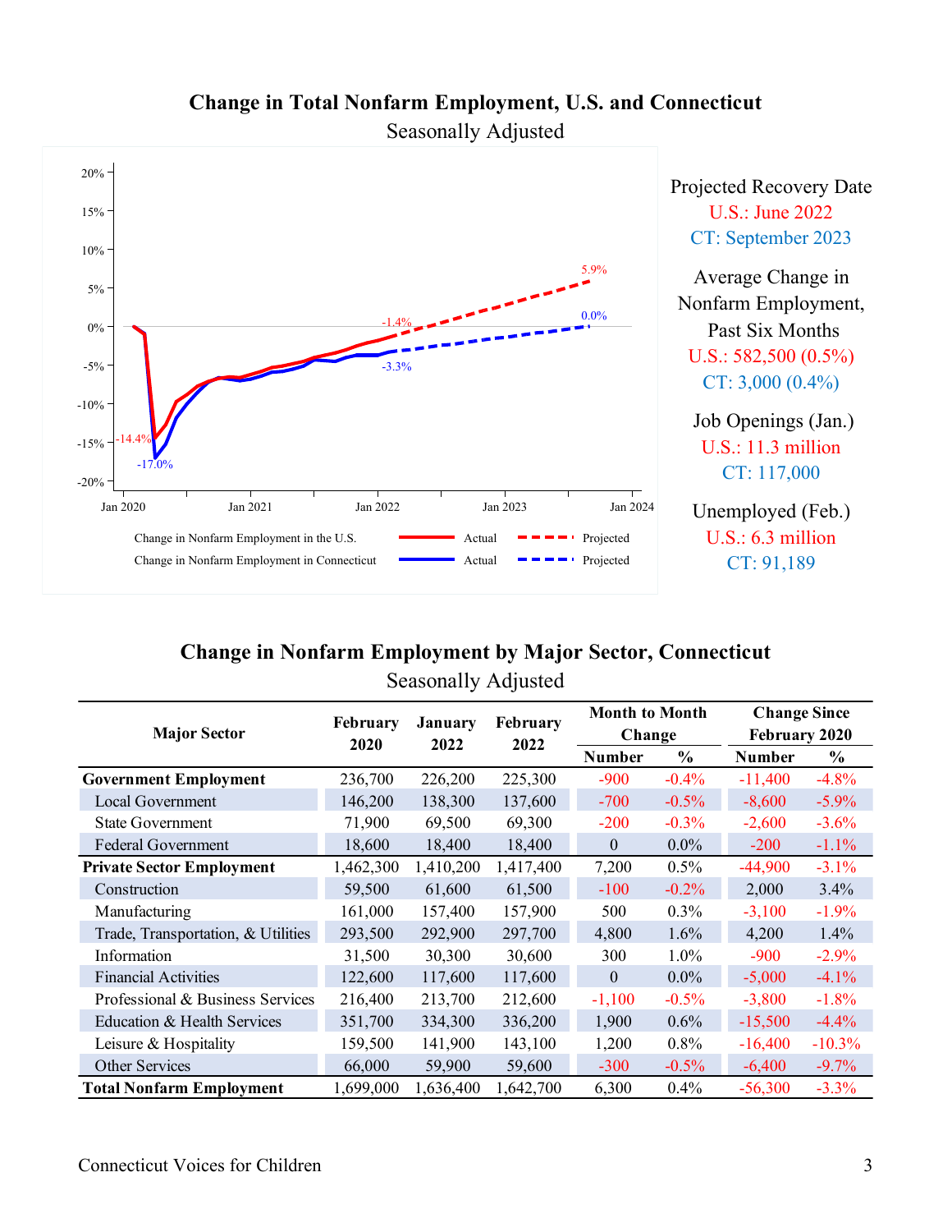## Change in Total Nonfarm Employment, U.S. and Connecticut

Seasonally Adjusted

Projected Recovery Date
U.S.: June 2022
CT: September 2023

Average Change in Nonfarm Employment, Past Six Months
U.S.: 582,500 (0.5%)
CT: 3,000 (0.4%)

Job Openings (Jan.)
U.S.: 11.3 million
CT: 117,000

Unemployed (Feb.)
U.S.: 6.3 million
CT: 91,189

## Change in Nonfarm Employment by Major Sector, Connecticut

Seasonally Adjusted

| Major Sector | February 2020 | January 2022 | February 2022 | Month to Month Change | | Change Since February 2020 | |
|---|---|---|---|---|---|---|---|
| | | | | Number | % | Number | % |
| **Government Employment** | 236,700 | 226,200 | 225,300 | -900 | -0.4% | -11,400 | -4.8% |
| Local Government | 146,200 | 138,300 | 137,600 | -700 | -0.5% | -8,600 | -5.9% |
| State Government | 71,900 | 69,500 | 69,300 | -200 | -0.3% | -2,600 | -3.6% |
| Federal Government | 18,600 | 18,400 | 18,400 | 0 | 0.0% | -200 | -1.1% |
| **Private Sector Employment** | 1,462,300 | 1,410,200 | 1,417,400 | 7,200 | 0.5% | -44,900 | -3.1% |
| Construction | 59,500 | 61,600 | 61,500 | -100 | -0.2% | 2,000 | 3.4% |
| Manufacturing | 161,000 | 157,400 | 157,900 | 500 | 0.3% | -3,100 | -1.9% |
| Trade, Transportation, & Utilities | 293,500 | 292,900 | 297,700 | 4,800 | 1.6% | 4,200 | 1.4% |
| Information | 31,500 | 30,300 | 30,600 | 300 | 1.0% | -900 | -2.9% |
| Financial Activities | 122,600 | 117,600 | 117,600 | 0 | 0.0% | -5,000 | -4.1% |
| Professional & Business Services | 216,400 | 213,700 | 212,600 | -1,100 | -0.5% | -3,800 | -1.8% |
| Education & Health Services | 351,700 | 334,300 | 336,200 | 1,900 | 0.6% | -15,500 | -4.4% |
| Leisure & Hospitality | 159,500 | 141,900 | 143,100 | 1,200 | 0.8% | -16,400 | -10.3% |
| Other Services | 66,000 | 59,900 | 59,600 | -300 | -0.5% | -6,400 | -9.7% |
| **Total Nonfarm Employment** | 1,699,000 | 1,636,400 | 1,642,700 | 6,300 | 0.4% | -56,300 | -3.3% |

Connecticut Voices for Children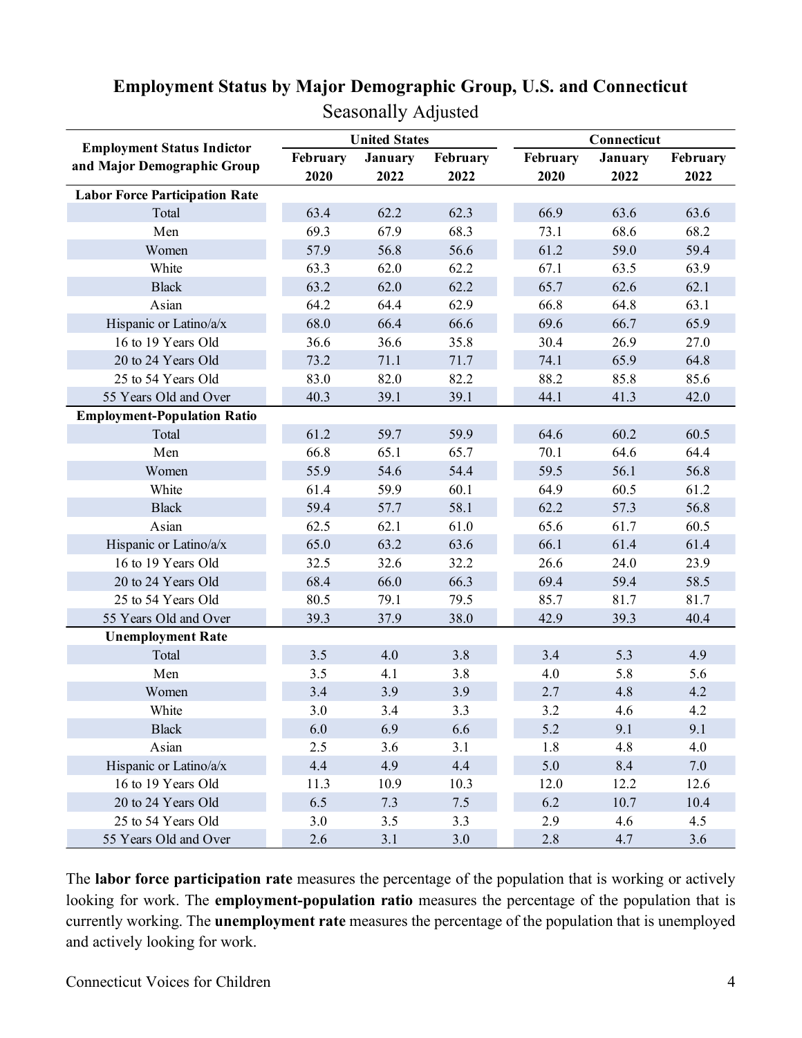# Employment Status by Major Demographic Group, U.S. and Connecticut

Seasonally Adjusted

| Employment Status Indictor and Major Demographic Group | United States | | | Connecticut | | |
|---|---|---|---|---|---|---|
| | February 2020 | January 2022 | February 2022 | February 2020 | January 2022 | February 2022 |
| **Labor Force Participation Rate** | | | | | | |
| Total | 63.4 | 62.2 | 62.3 | 66.9 | 63.6 | 63.6 |
| Men | 69.3 | 67.9 | 68.3 | 73.1 | 68.6 | 68.2 |
| Women | 57.9 | 56.8 | 56.6 | 61.2 | 59.0 | 59.4 |
| White | 63.3 | 62.0 | 62.2 | 67.1 | 63.5 | 63.9 |
| Black | 63.2 | 62.0 | 62.2 | 65.7 | 62.6 | 62.1 |
| Asian | 64.2 | 64.4 | 62.9 | 66.8 | 64.8 | 63.1 |
| Hispanic or Latino/a/x | 68.0 | 66.4 | 66.6 | 69.6 | 66.7 | 65.9 |
| 16 to 19 Years Old | 36.6 | 36.6 | 35.8 | 30.4 | 26.9 | 27.0 |
| 20 to 24 Years Old | 73.2 | 71.1 | 71.7 | 74.1 | 65.9 | 64.8 |
| 25 to 54 Years Old | 83.0 | 82.0 | 82.2 | 88.2 | 85.8 | 85.6 |
| 55 Years Old and Over | 40.3 | 39.1 | 39.1 | 44.1 | 41.3 | 42.0 |
| **Employment-Population Ratio** | | | | | | |
| Total | 61.2 | 59.7 | 59.9 | 64.6 | 60.2 | 60.5 |
| Men | 66.8 | 65.1 | 65.7 | 70.1 | 64.6 | 64.4 |
| Women | 55.9 | 54.6 | 54.4 | 59.5 | 56.1 | 56.8 |
| White | 61.4 | 59.9 | 60.1 | 64.9 | 60.5 | 61.2 |
| Black | 59.4 | 57.7 | 58.1 | 62.2 | 57.3 | 56.8 |
| Asian | 62.5 | 62.1 | 61.0 | 65.6 | 61.7 | 60.5 |
| Hispanic or Latino/a/x | 65.0 | 63.2 | 63.6 | 66.1 | 61.4 | 61.4 |
| 16 to 19 Years Old | 32.5 | 32.6 | 32.2 | 26.6 | 24.0 | 23.9 |
| 20 to 24 Years Old | 68.4 | 66.0 | 66.3 | 69.4 | 59.4 | 58.5 |
| 25 to 54 Years Old | 80.5 | 79.1 | 79.5 | 85.7 | 81.7 | 81.7 |
| 55 Years Old and Over | 39.3 | 37.9 | 38.0 | 42.9 | 39.3 | 40.4 |
| **Unemployment Rate** | | | | | | |
| Total | 3.5 | 4.0 | 3.8 | 3.4 | 5.3 | 4.9 |
| Men | 3.5 | 4.1 | 3.8 | 4.0 | 5.8 | 5.6 |
| Women | 3.4 | 3.9 | 3.9 | 2.7 | 4.8 | 4.2 |
| White | 3.0 | 3.4 | 3.3 | 3.2 | 4.6 | 4.2 |
| Black | 6.0 | 6.9 | 6.6 | 5.2 | 9.1 | 9.1 |
| Asian | 2.5 | 3.6 | 3.1 | 1.8 | 4.8 | 4.0 |
| Hispanic or Latino/a/x | 4.4 | 4.9 | 4.4 | 5.0 | 8.4 | 7.0 |
| 16 to 19 Years Old | 11.3 | 10.9 | 10.3 | 12.0 | 12.2 | 12.6 |
| 20 to 24 Years Old | 6.5 | 7.3 | 7.5 | 6.2 | 10.7 | 10.4 |
| 25 to 54 Years Old | 3.0 | 3.5 | 3.3 | 2.9 | 4.6 | 4.5 |
| 55 Years Old and Over | 2.6 | 3.1 | 3.0 | 2.8 | 4.7 | 3.6 |

The **labor force participation rate** measures the percentage of the population that is working or actively looking for work. The **employment-population ratio** measures the percentage of the population that is currently working. The **unemployment rate** measures the percentage of the population that is unemployed and actively looking for work.